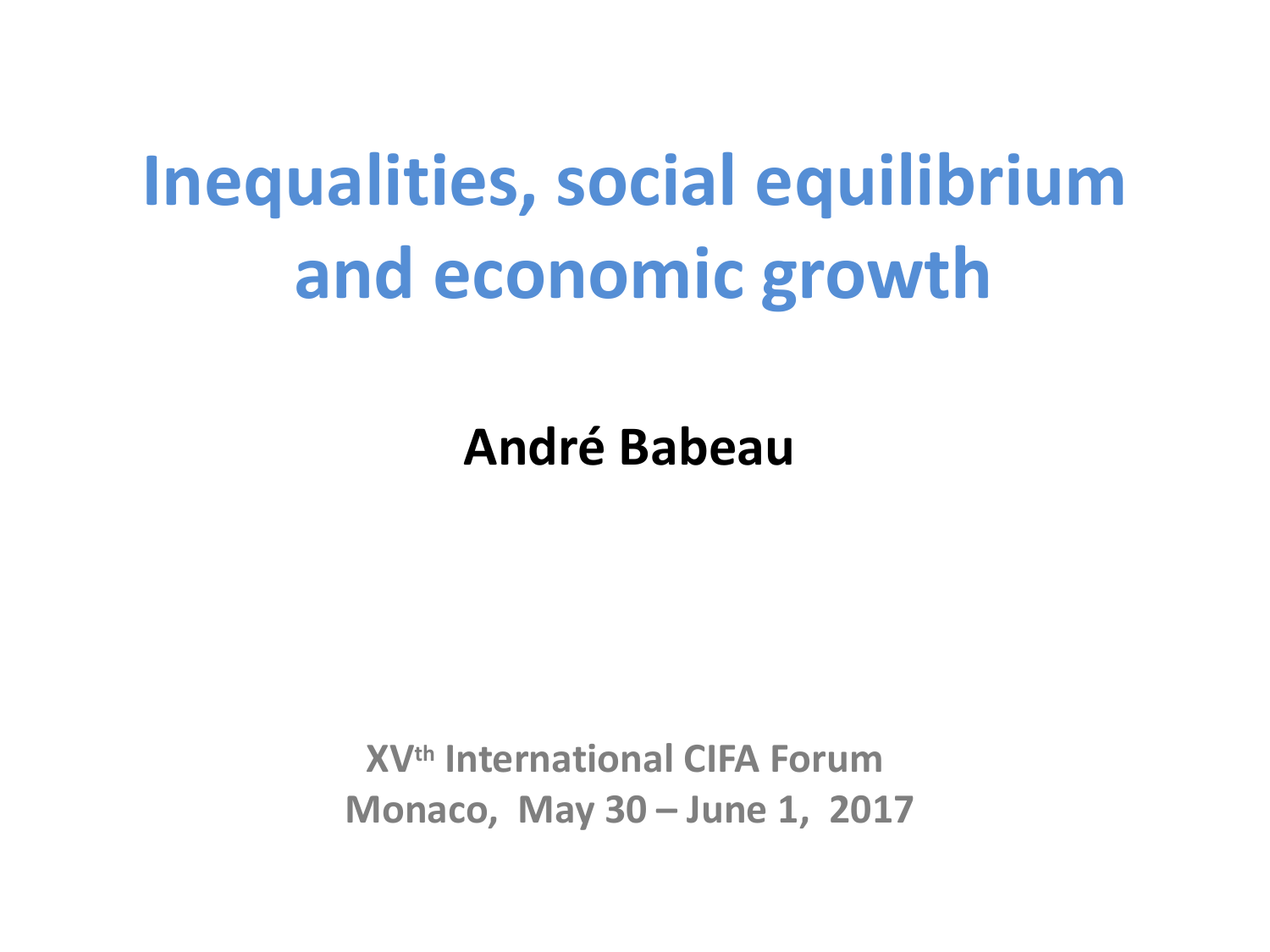# Inequalities, social equilibrium and economic growth

**André Babeau**

**XVth International CIFA Forum**
**Monaco, May 30 – June 1, 2017**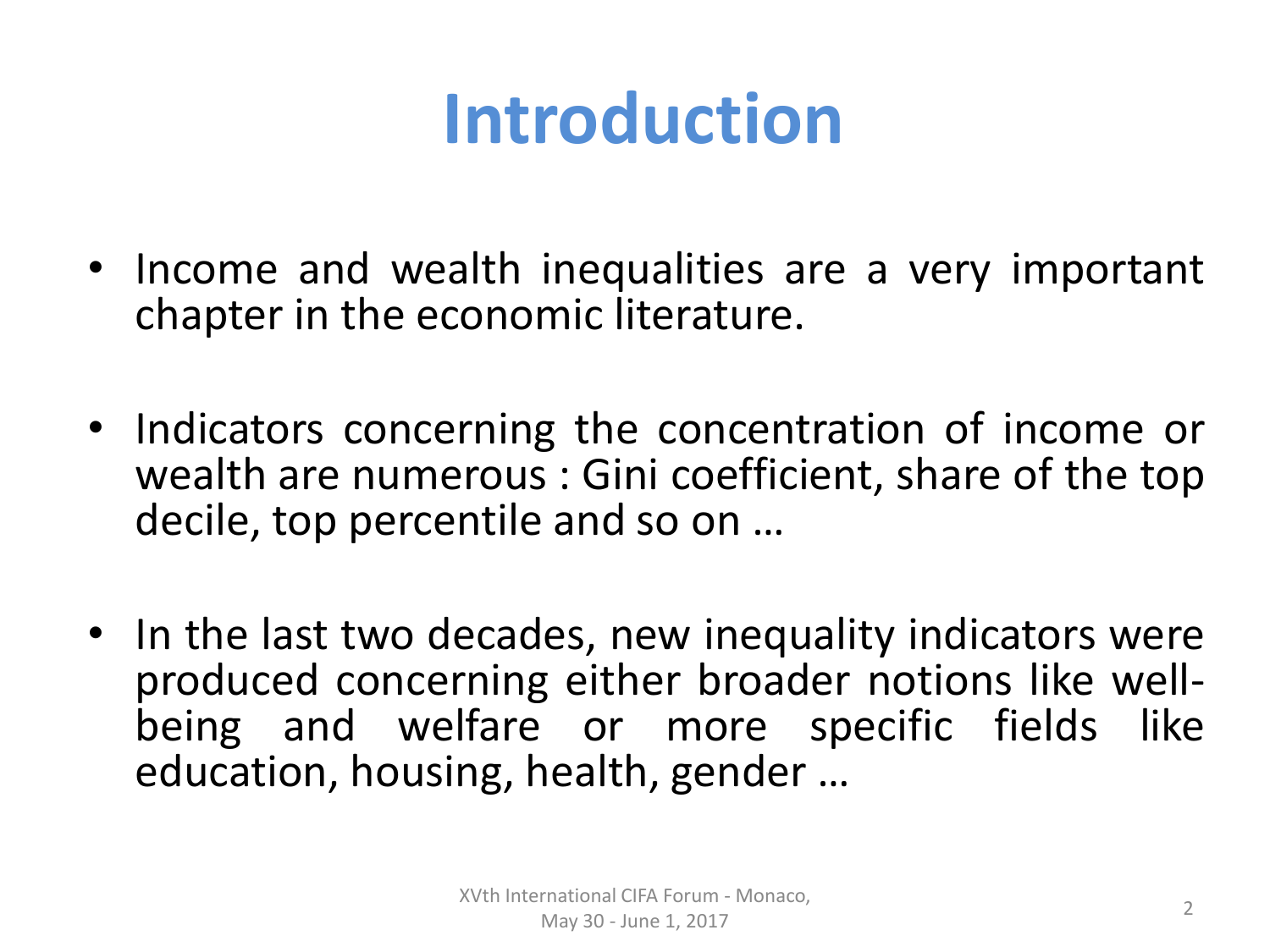# Introduction

- Income and wealth inequalities are a very important chapter in the economic literature.
- Indicators concerning the concentration of income or wealth are numerous : Gini coefficient, share of the top decile, top percentile and so on …
- In the last two decades, new inequality indicators were produced concerning either broader notions like well-being and welfare or more specific fields like education, housing, health, gender …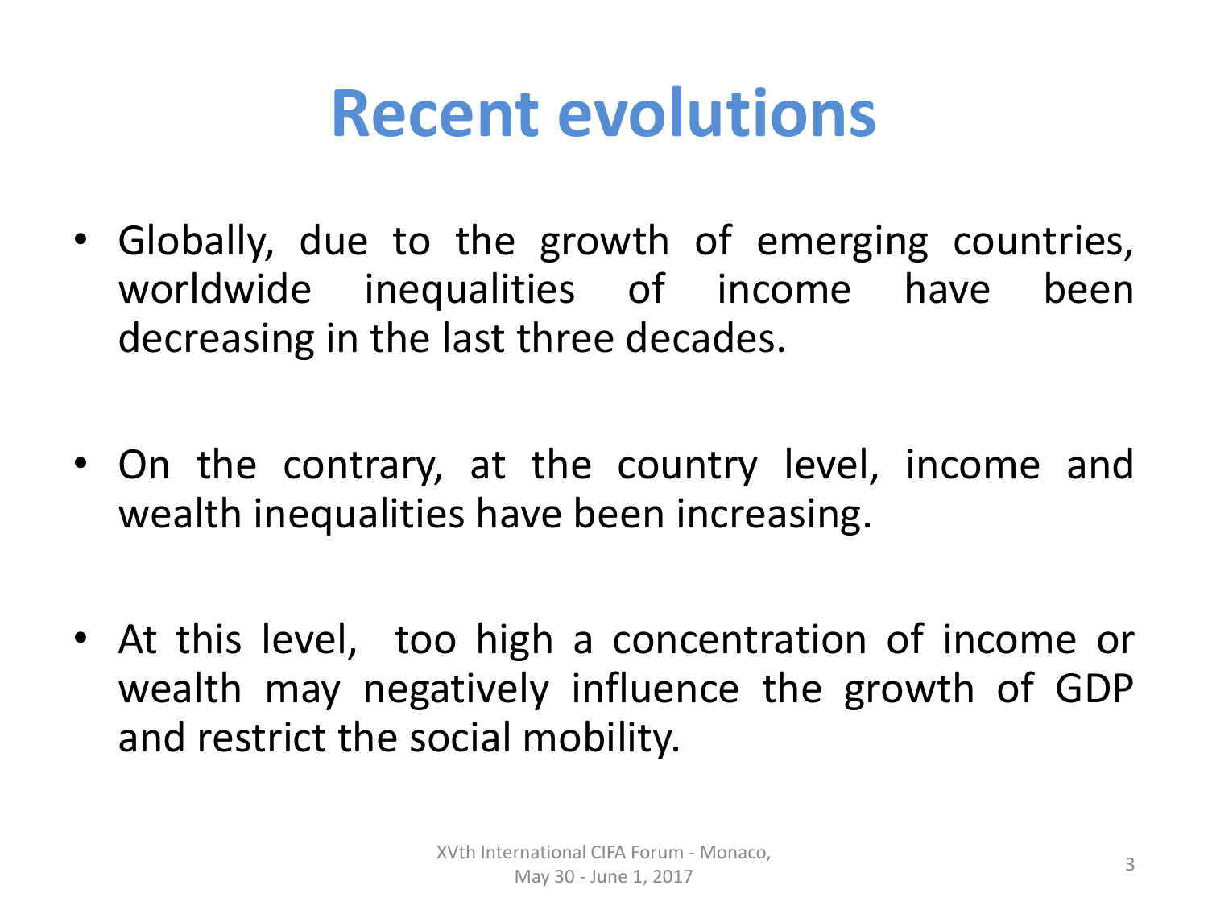# Recent evolutions

- Globally, due to the growth of emerging countries, worldwide inequalities of income have been decreasing in the last three decades.

- On the contrary, at the country level, income and wealth inequalities have been increasing.

- At this level, too high a concentration of income or wealth may negatively influence the growth of GDP and restrict the social mobility.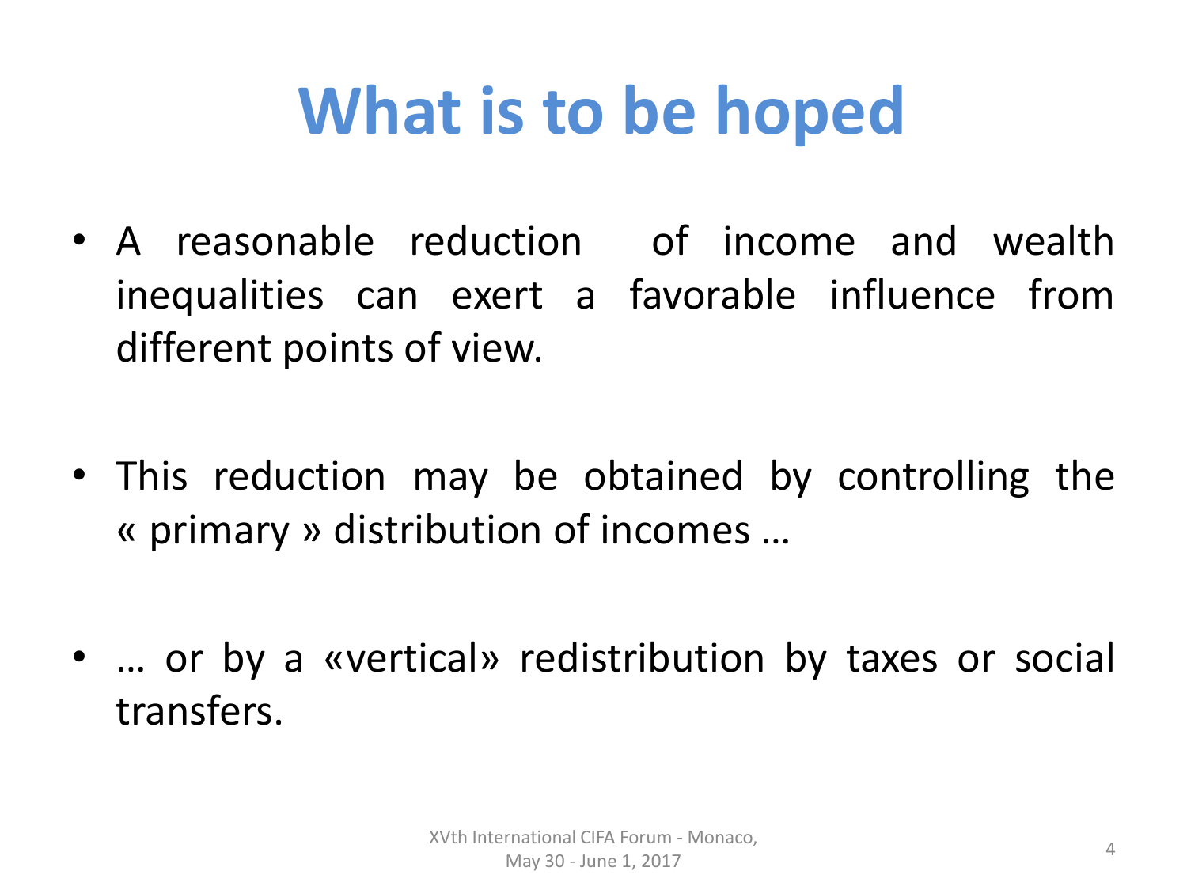# What is to be hoped

- A reasonable reduction of income and wealth inequalities can exert a favorable influence from different points of view.

- This reduction may be obtained by controlling the « primary » distribution of incomes …

- … or by a «vertical» redistribution by taxes or social transfers.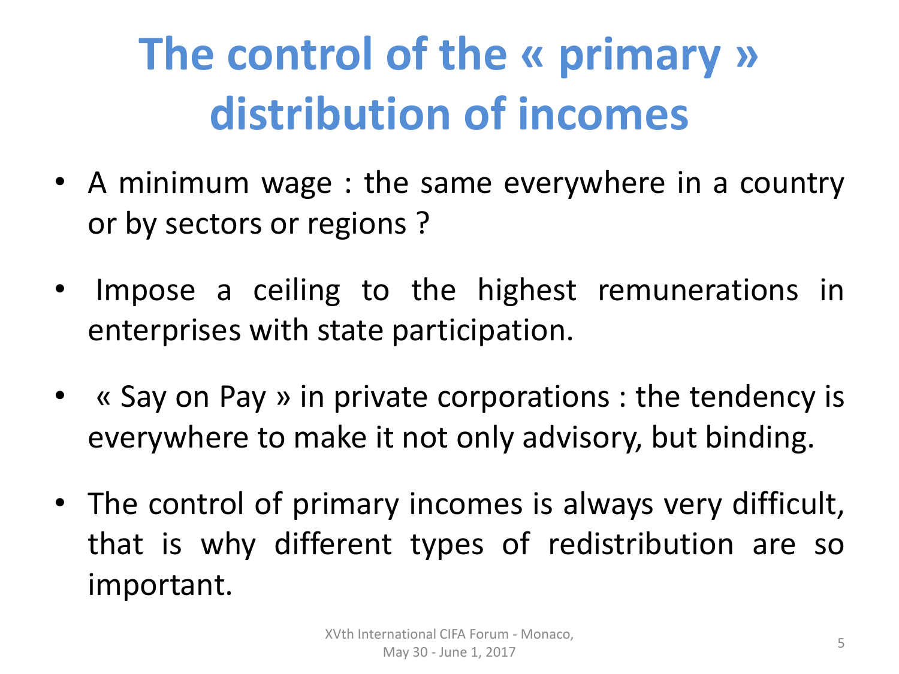# The control of the « primary » distribution of incomes

- A minimum wage : the same everywhere in a country or by sectors or regions ?
- Impose a ceiling to the highest remunerations in enterprises with state participation.
- « Say on Pay » in private corporations : the tendency is everywhere to make it not only advisory, but binding.
- The control of primary incomes is always very difficult, that is why different types of redistribution are so important.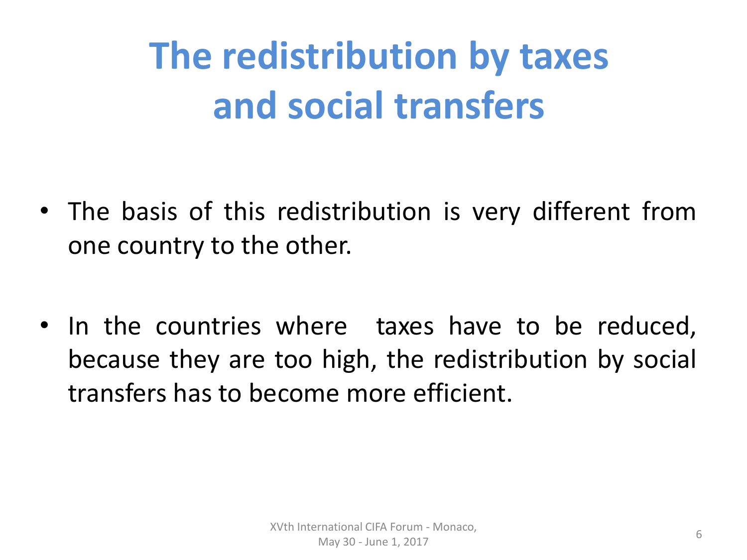# The redistribution by taxes and social transfers

- The basis of this redistribution is very different from one country to the other.

- In the countries where taxes have to be reduced, because they are too high, the redistribution by social transfers has to become more efficient.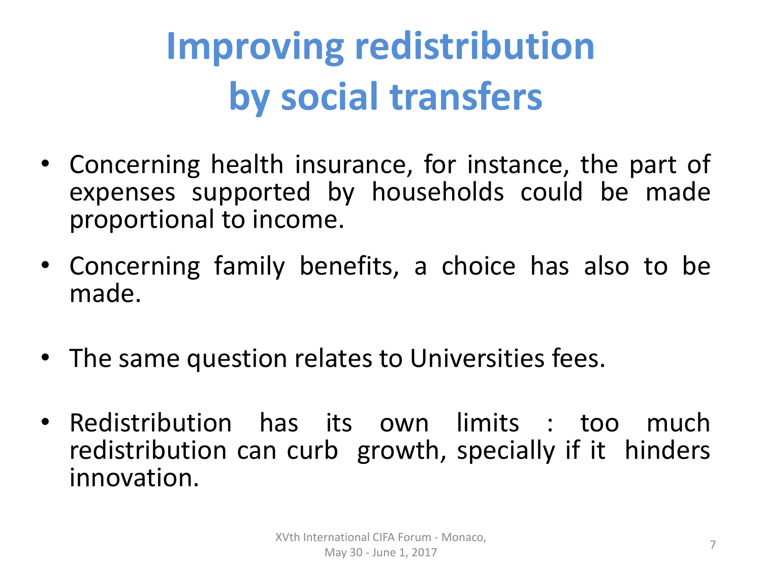# Improving redistribution by social transfers

- Concerning health insurance, for instance, the part of expenses supported by households could be made proportional to income.
- Concerning family benefits, a choice has also to be made.
- The same question relates to Universities fees.
- Redistribution has its own limits : too much redistribution can curb growth, specially if it hinders innovation.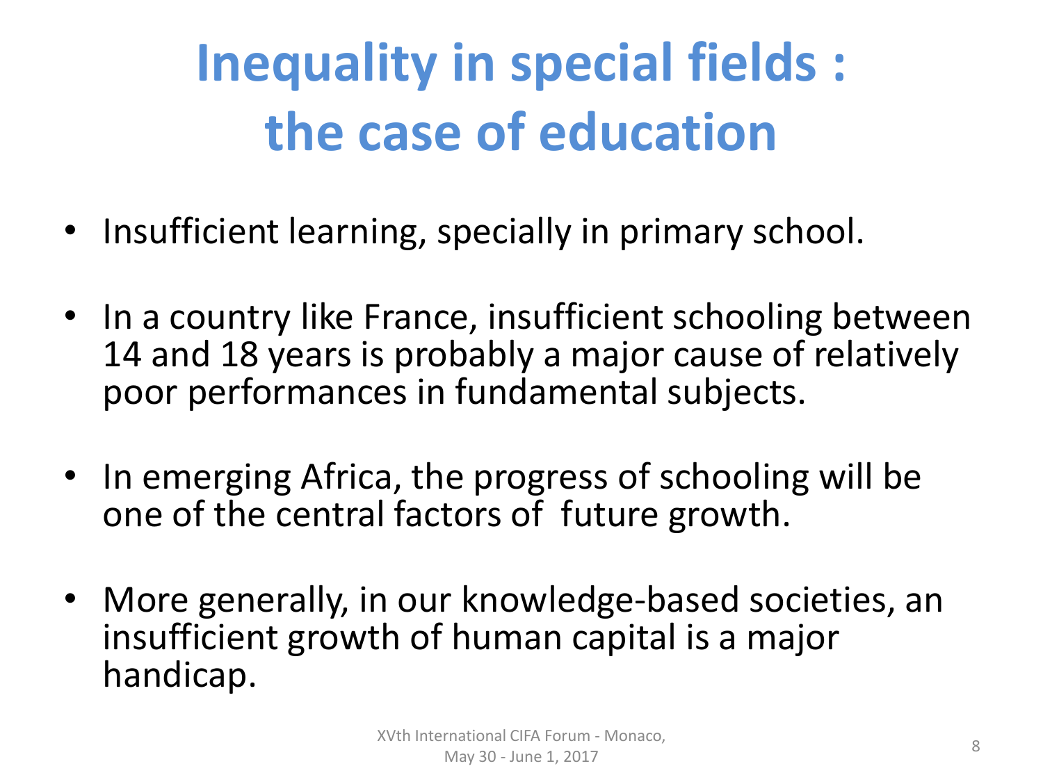# Inequality in special fields : the case of education

- Insufficient learning, specially in primary school.
- In a country like France, insufficient schooling between 14 and 18 years is probably a major cause of relatively poor performances in fundamental subjects.
- In emerging Africa, the progress of schooling will be one of the central factors of future growth.
- More generally, in our knowledge-based societies, an insufficient growth of human capital is a major handicap.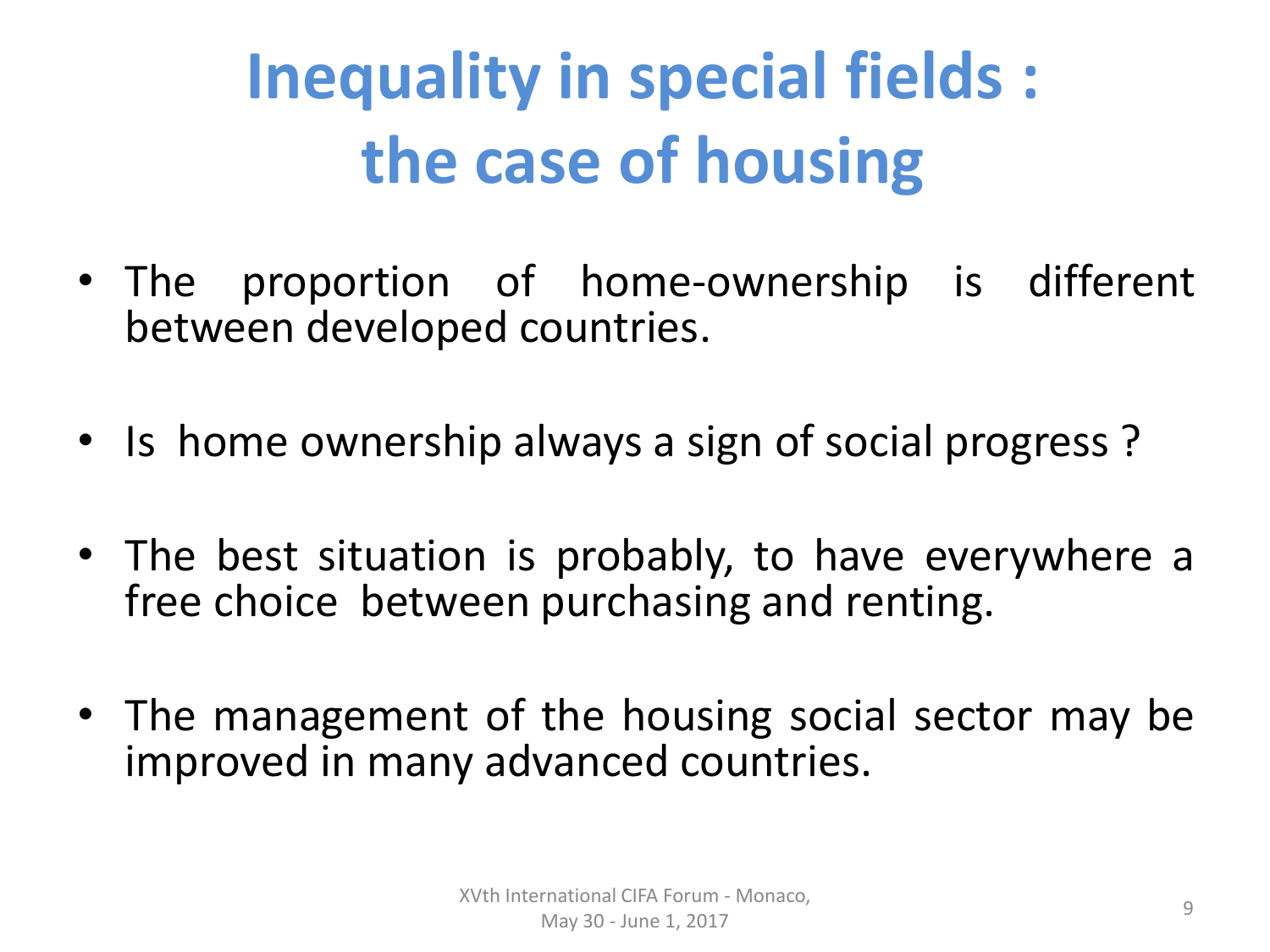# Inequality in special fields : the case of housing

- The proportion of home-ownership is different between developed countries.
- Is home ownership always a sign of social progress ?
- The best situation is probably, to have everywhere a free choice between purchasing and renting.
- The management of the housing social sector may be improved in many advanced countries.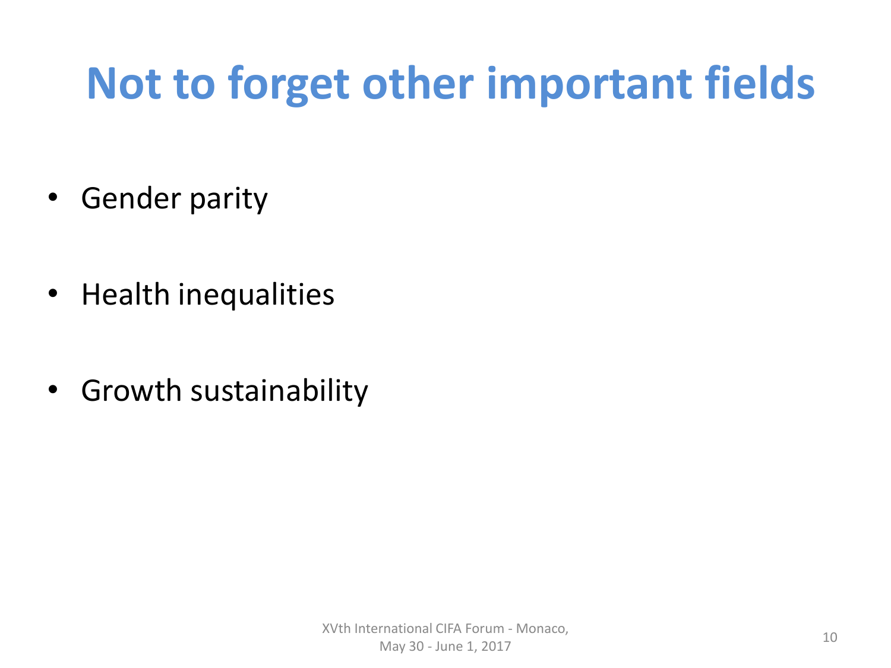# Not to forget other important fields

- Gender parity
- Health inequalities
- Growth sustainability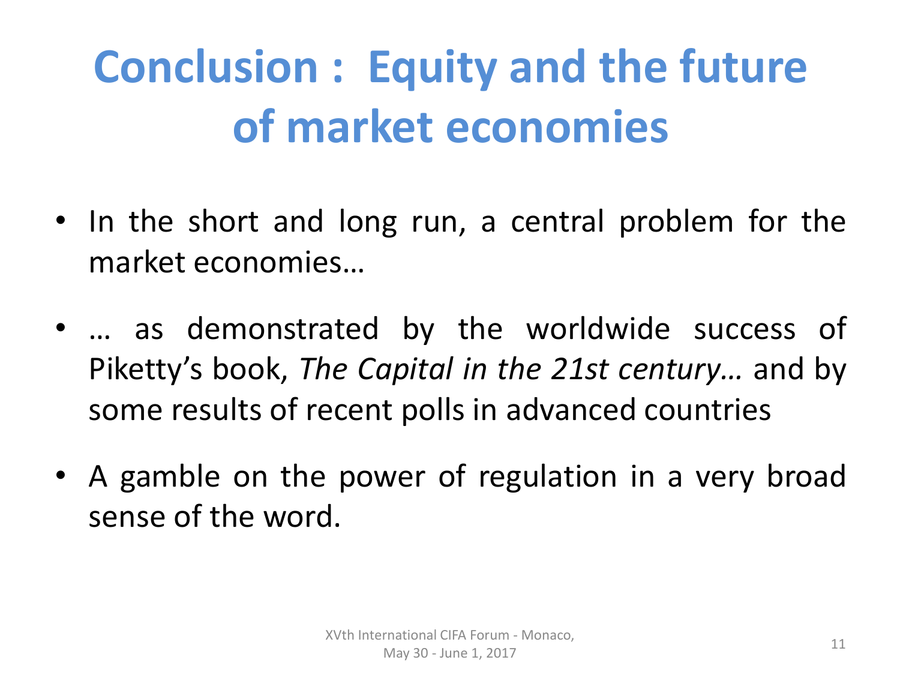# Conclusion : Equity and the future of market economies

- In the short and long run, a central problem for the market economies…
- … as demonstrated by the worldwide success of Piketty's book, *The Capital in the 21st century…* and by some results of recent polls in advanced countries
- A gamble on the power of regulation in a very broad sense of the word.